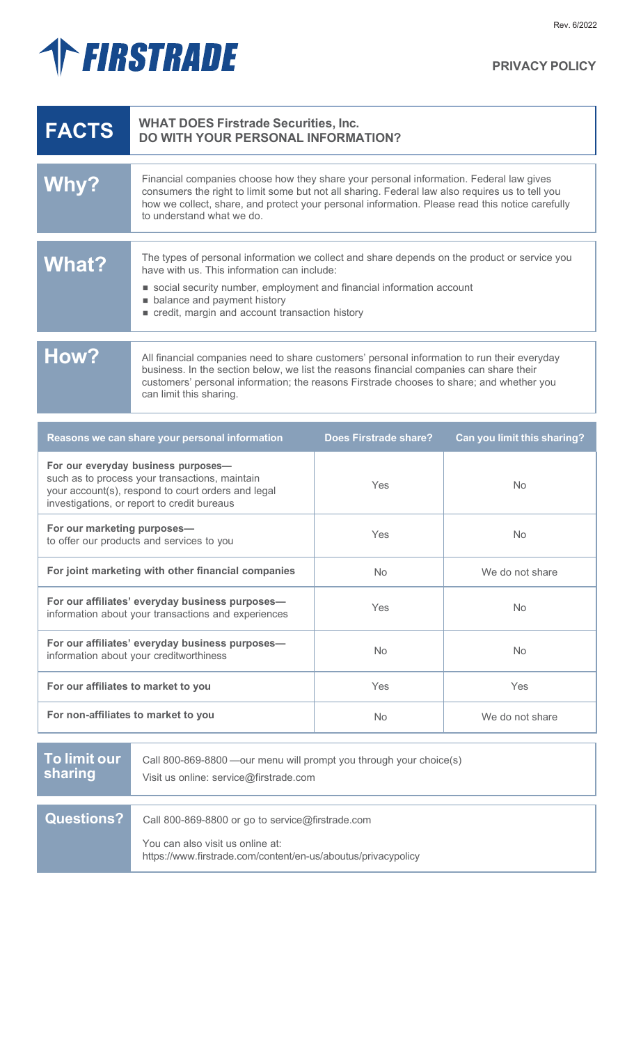Rev. 6/2022

# FIRSTRADE

## PRIVACY POLICY

| **FACTS** | **WHAT DOES Firstrade Securities, Inc. DO WITH YOUR PERSONAL INFORMATION?** |
|---|---|
| **Why?** | Financial companies choose how they share your personal information. Federal law gives consumers the right to limit some but not all sharing. Federal law also requires us to tell you how we collect, share, and protect your personal information. Please read this notice carefully to understand what we do. |
| **What?** | The types of personal information we collect and share depends on the product or service you have with us. This information can include:<br>■ social security number, employment and financial information account<br>■ balance and payment history<br>■ credit, margin and account transaction history |
| **How?** | All financial companies need to share customers' personal information to run their everyday business. In the section below, we list the reasons financial companies can share their customers' personal information; the reasons Firstrade chooses to share; and whether you can limit this sharing. |

| Reasons we can share your personal information | Does Firstrade share? | Can you limit this sharing? |
|---|---|---|
| **For our everyday business purposes—** such as to process your transactions, maintain your account(s), respond to court orders and legal investigations, or report to credit bureaus | Yes | No |
| **For our marketing purposes—** to offer our products and services to you | Yes | No |
| **For joint marketing with other financial companies** | No | We do not share |
| **For our affiliates' everyday business purposes—** information about your transactions and experiences | Yes | No |
| **For our affiliates' everyday business purposes—** information about your creditworthiness | No | No |
| **For our affiliates to market to you** | Yes | Yes |
| **For non-affiliates to market to you** | No | We do not share |

| **To limit our sharing** | Call 800-869-8800 —our menu will prompt you through your choice(s)<br>Visit us online: service@firstrade.com |
|---|---|
| **Questions?** | Call 800-869-8800 or go to service@firstrade.com<br>You can also visit us online at:<br>https://www.firstrade.com/content/en-us/aboutus/privacypolicy |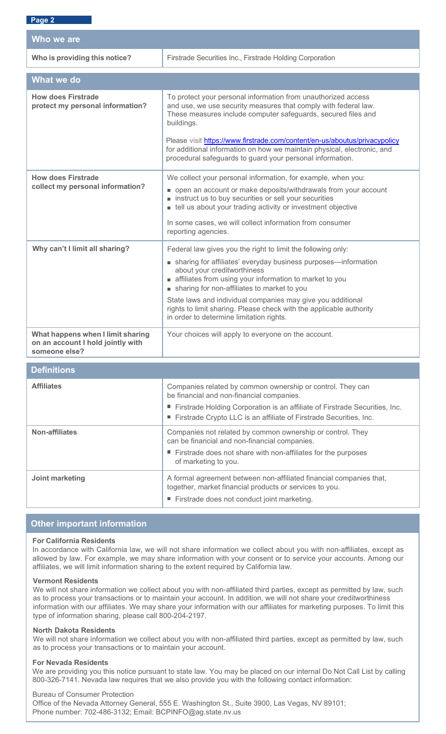| Who we are | |
|---|---|
| **Who is providing this notice?** | Firstrade Securities Inc., Firstrade Holding Corporation |

| What we do | |
|---|---|
| **How does Firstrade protect my personal information?** | To protect your personal information from unauthorized access and use, we use security measures that comply with federal law. These measures include computer safeguards, secured files and buildings.<br><br>Please visit https://www.firstrade.com/content/en-us/aboutus/privacypolicy for additional information on how we maintain physical, electronic, and procedural safeguards to guard your personal information. |
| **How does Firstrade collect my personal information?** | We collect your personal information, for example, when you:<br>■ open an account or make deposits/withdrawals from your account<br>■ instruct us to buy securities or sell your securities<br>■ tell us about your trading activity or investment objective<br><br>In some cases, we will collect information from consumer reporting agencies. |
| **Why can't I limit all sharing?** | Federal law gives you the right to limit the following only:<br>■ sharing for affiliates' everyday business purposes—information about your creditworthiness<br>■ affiliates from using your information to market to you<br>■ sharing for non-affiliates to market to you<br><br>State laws and individual companies may give you additional rights to limit sharing. Please check with the applicable authority in order to determine limitation rights. |
| **What happens when I limit sharing on an account I hold jointly with someone else?** | Your choices will apply to everyone on the account. |

| Definitions | |
|---|---|
| **Affiliates** | Companies related by common ownership or control. They can be financial and non-financial companies.<br>■ Firstrade Holding Corporation is an affiliate of Firstrade Securities, Inc.<br>■ Firstrade Crypto LLC is an affiliate of Firstrade Securities, Inc. |
| **Non-affiliates** | Companies not related by common ownership or control. They can be financial and non-financial companies.<br>■ Firstrade does not share with non-affiliates for the purposes of marketing to you. |
| **Joint marketing** | A formal agreement between non-affiliated financial companies that, together, market financial products or services to you.<br>■ Firstrade does not conduct joint marketing. |

## Other important information

**For California Residents**
In accordance with California law, we will not share information we collect about you with non-affiliates, except as allowed by law. For example, we may share information with your consent or to service your accounts. Among our affiliates, we will limit information sharing to the extent required by California law.

**Vermont Residents**
We will not share information we collect about you with non-affiliated third parties, except as permitted by law, such as to process your transactions or to maintain your account. In addition, we will not share your creditworthiness information with our affiliates. We may share your information with our affiliates for marketing purposes. To limit this type of information sharing, please call 800-204-2197.

**North Dakota Residents**
We will not share information we collect about you with non-affiliated third parties, except as permitted by law, such as to process your transactions or to maintain your account.

**For Nevada Residents**
We are providing you this notice pursuant to state law. You may be placed on our internal Do Not Call List by calling 800-326-7141. Nevada law requires that we also provide you with the following contact information:

Bureau of Consumer Protection
Office of the Nevada Attorney General, 555 E. Washington St., Suite 3900, Las Vegas, NV 89101;
Phone number: 702-486-3132; Email: BCPINFO@ag.state.nv.us